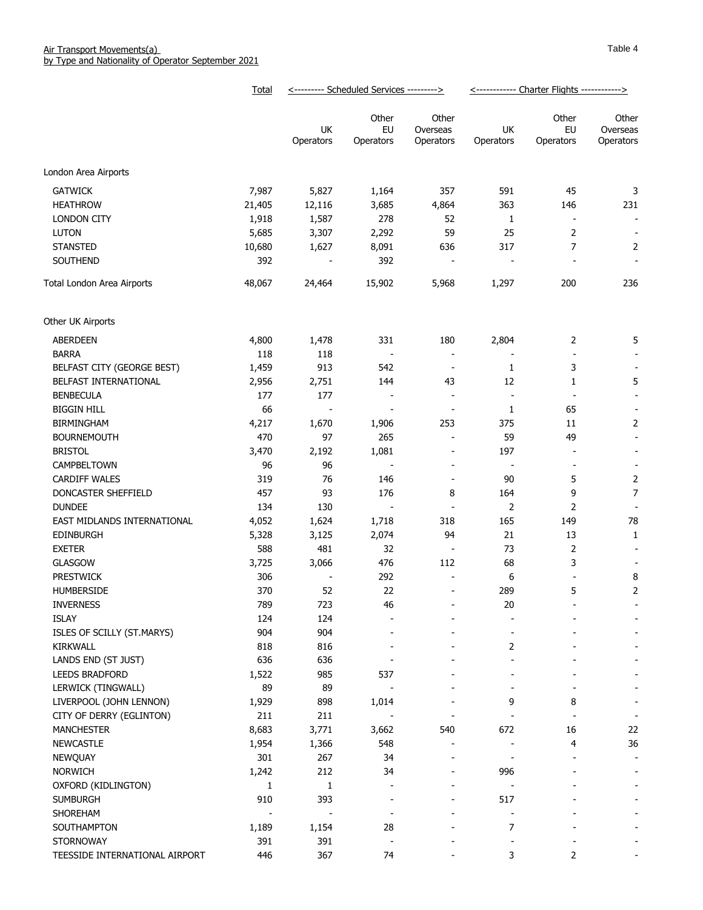Air Transport Movements(a)
by Type and Nationality of Operator September 2021

Table 4

| | Total | Scheduled Services | | | Charter Flights | | |
|---|---|---|---|---|---|---|---|
| | | UK Operators | Other EU Operators | Other Overseas Operators | UK Operators | Other EU Operators | Other Overseas Operators |
| London Area Airports | | | | | | | |
| GATWICK | 7,987 | 5,827 | 1,164 | 357 | 591 | 45 | 3 |
| HEATHROW | 21,405 | 12,116 | 3,685 | 4,864 | 363 | 146 | 231 |
| LONDON CITY | 1,918 | 1,587 | 278 | 52 | 1 | - | - |
| LUTON | 5,685 | 3,307 | 2,292 | 59 | 25 | 2 | - |
| STANSTED | 10,680 | 1,627 | 8,091 | 636 | 317 | 7 | 2 |
| SOUTHEND | 392 | - | 392 | - | - | - | - |
| Total London Area Airports | 48,067 | 24,464 | 15,902 | 5,968 | 1,297 | 200 | 236 |
| Other UK Airports | | | | | | | |
| ABERDEEN | 4,800 | 1,478 | 331 | 180 | 2,804 | 2 | 5 |
| BARRA | 118 | 118 | - | - | - | - | - |
| BELFAST CITY (GEORGE BEST) | 1,459 | 913 | 542 | - | 1 | 3 | - |
| BELFAST INTERNATIONAL | 2,956 | 2,751 | 144 | 43 | 12 | 1 | 5 |
| BENBECULA | 177 | 177 | - | - | - | - | - |
| BIGGIN HILL | 66 | - | - | - | 1 | 65 | - |
| BIRMINGHAM | 4,217 | 1,670 | 1,906 | 253 | 375 | 11 | 2 |
| BOURNEMOUTH | 470 | 97 | 265 | - | 59 | 49 | - |
| BRISTOL | 3,470 | 2,192 | 1,081 | - | 197 | - | - |
| CAMPBELTOWN | 96 | 96 | - | - | - | - | - |
| CARDIFF WALES | 319 | 76 | 146 | - | 90 | 5 | 2 |
| DONCASTER SHEFFIELD | 457 | 93 | 176 | 8 | 164 | 9 | 7 |
| DUNDEE | 134 | 130 | - | - | 2 | 2 | - |
| EAST MIDLANDS INTERNATIONAL | 4,052 | 1,624 | 1,718 | 318 | 165 | 149 | 78 |
| EDINBURGH | 5,328 | 3,125 | 2,074 | 94 | 21 | 13 | 1 |
| EXETER | 588 | 481 | 32 | - | 73 | 2 | - |
| GLASGOW | 3,725 | 3,066 | 476 | 112 | 68 | 3 | - |
| PRESTWICK | 306 | - | 292 | - | 6 | - | 8 |
| HUMBERSIDE | 370 | 52 | 22 | - | 289 | 5 | 2 |
| INVERNESS | 789 | 723 | 46 | - | 20 | - | - |
| ISLAY | 124 | 124 | - | - | - | - | - |
| ISLES OF SCILLY (ST.MARYS) | 904 | 904 | - | - | - | - | - |
| KIRKWALL | 818 | 816 | - | - | 2 | - | - |
| LANDS END (ST JUST) | 636 | 636 | - | - | - | - | - |
| LEEDS BRADFORD | 1,522 | 985 | 537 | - | - | - | - |
| LERWICK (TINGWALL) | 89 | 89 | - | - | - | - | - |
| LIVERPOOL (JOHN LENNON) | 1,929 | 898 | 1,014 | - | 9 | 8 | - |
| CITY OF DERRY (EGLINTON) | 211 | 211 | - | - | - | - | - |
| MANCHESTER | 8,683 | 3,771 | 3,662 | 540 | 672 | 16 | 22 |
| NEWCASTLE | 1,954 | 1,366 | 548 | - | - | 4 | 36 |
| NEWQUAY | 301 | 267 | 34 | - | - | - | - |
| NORWICH | 1,242 | 212 | 34 | - | 996 | - | - |
| OXFORD (KIDLINGTON) | 1 | 1 | - | - | - | - | - |
| SUMBURGH | 910 | 393 | - | - | 517 | - | - |
| SHOREHAM | - | - | - | - | - | - | - |
| SOUTHAMPTON | 1,189 | 1,154 | 28 | - | 7 | - | - |
| STORNOWAY | 391 | 391 | - | - | - | - | - |
| TEESSIDE INTERNATIONAL AIRPORT | 446 | 367 | 74 | - | 3 | 2 | - |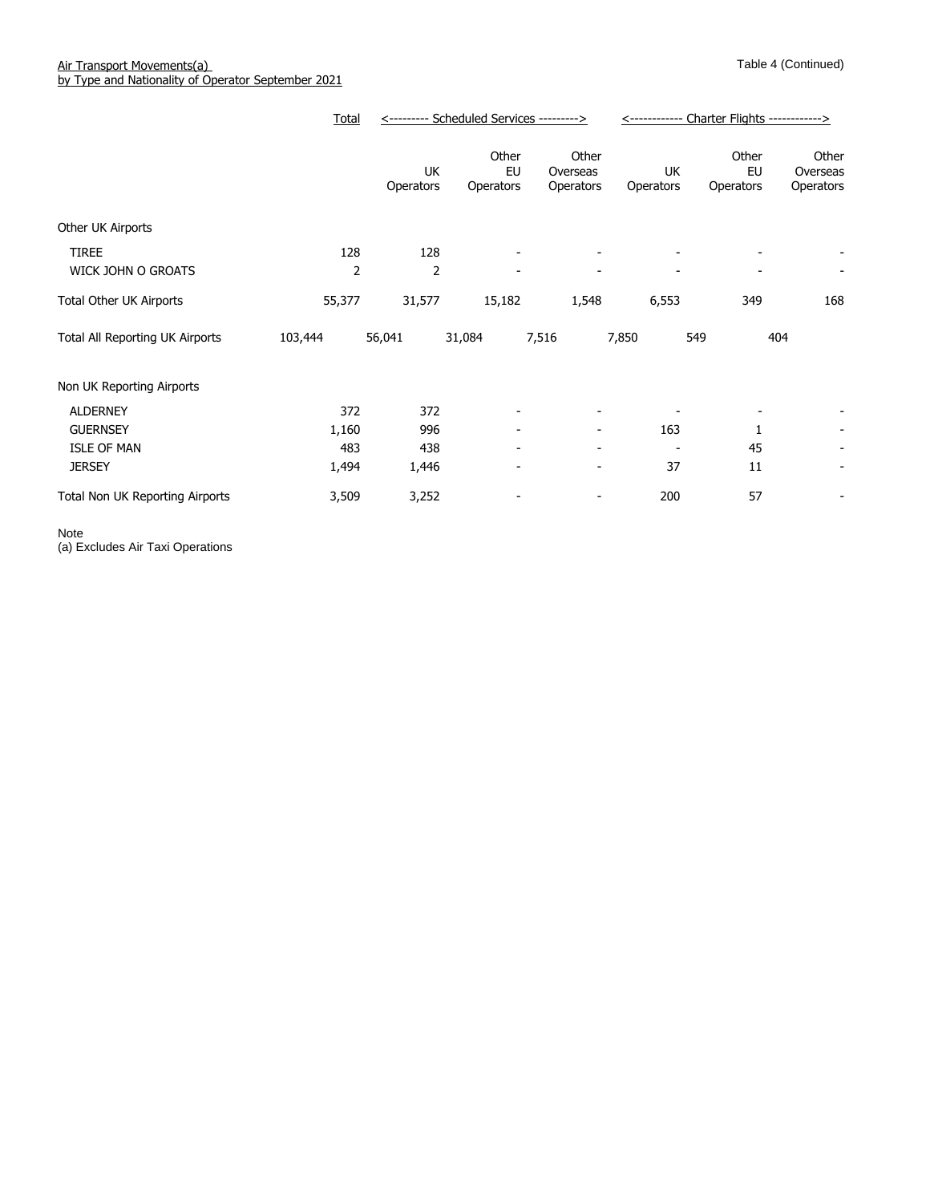Air Transport Movements(a)
by Type and Nationality of Operator September 2021

Table 4 (Continued)

| | Total | Scheduled Services | | | Charter Flights | | |
|---|---|---|---|---|---|---|---|
| | | UK Operators | Other EU Operators | Other Overseas Operators | UK Operators | Other EU Operators | Other Overseas Operators |
| Other UK Airports | | | | | | | |
| TIREE | 128 | 128 | - | - | - | - | - |
| WICK JOHN O GROATS | 2 | 2 | - | - | - | - | - |
| Total Other UK Airports | 55,377 | 31,577 | 15,182 | 1,548 | 6,553 | 349 | 168 |
| Total All Reporting UK Airports | 103,444 | 56,041 | 31,084 | 7,516 | 7,850 | 549 | 404 |
| Non UK Reporting Airports | | | | | | | |
| ALDERNEY | 372 | 372 | - | - | - | - | - |
| GUERNSEY | 1,160 | 996 | - | - | 163 | 1 | - |
| ISLE OF MAN | 483 | 438 | - | - | - | 45 | - |
| JERSEY | 1,494 | 1,446 | - | - | 37 | 11 | - |
| Total Non UK Reporting Airports | 3,509 | 3,252 | - | - | 200 | 57 | - |

Note
(a) Excludes Air Taxi Operations